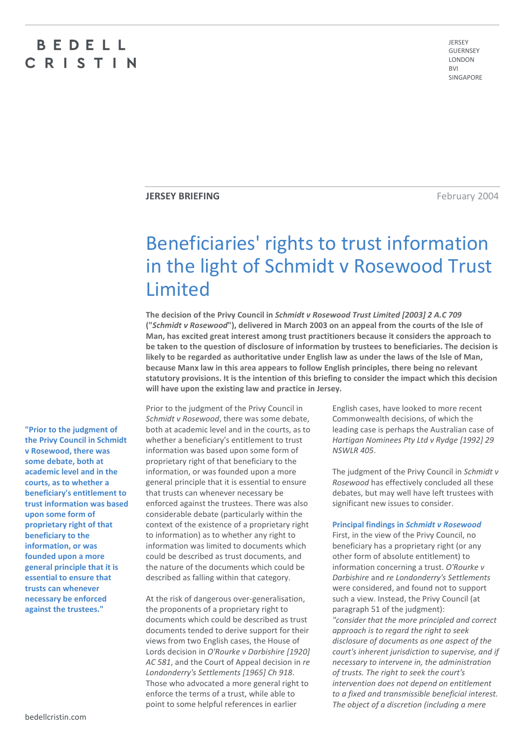BEDELL CRISTIN

JERSEY
GUERNSEY
LONDON
BVI
SINGAPORE

**JERSEY BRIEFING**

February 2004

# Beneficiaries' rights to trust information in the light of Schmidt v Rosewood Trust Limited

**The decision of the Privy Council in *Schmidt v Rosewood Trust Limited [2003] 2 A.C 709* ("*Schmidt v Rosewood*"), delivered in March 2003 on an appeal from the courts of the Isle of Man, has excited great interest among trust practitioners because it considers the approach to be taken to the question of disclosure of information by trustees to beneficiaries. The decision is likely to be regarded as authoritative under English law as under the laws of the Isle of Man, because Manx law in this area appears to follow English principles, there being no relevant statutory provisions. It is the intention of this briefing to consider the impact which this decision will have upon the existing law and practice in Jersey.**

**"Prior to the judgment of the Privy Council in Schmidt v Rosewood, there was some debate, both at academic level and in the courts, as to whether a beneficiary's entitlement to trust information was based upon some form of proprietary right of that beneficiary to the information, or was founded upon a more general principle that it is essential to ensure that trusts can whenever necessary be enforced against the trustees."**

Prior to the judgment of the Privy Council in *Schmidt v Rosewood*, there was some debate, both at academic level and in the courts, as to whether a beneficiary's entitlement to trust information was based upon some form of proprietary right of that beneficiary to the information, or was founded upon a more general principle that it is essential to ensure that trusts can whenever necessary be enforced against the trustees. There was also considerable debate (particularly within the context of the existence of a proprietary right to information) as to whether any right to information was limited to documents which could be described as trust documents, and the nature of the documents which could be described as falling within that category.

At the risk of dangerous over-generalisation, the proponents of a proprietary right to documents which could be described as trust documents tended to derive support for their views from two English cases, the House of Lords decision in *O'Rourke v Darbishire [1920] AC 581*, and the Court of Appeal decision in *re Londonderry's Settlements [1965] Ch 918*. Those who advocated a more general right to enforce the terms of a trust, while able to point to some helpful references in earlier English cases, have looked to more recent Commonwealth decisions, of which the leading case is perhaps the Australian case of *Hartigan Nominees Pty Ltd v Rydge [1992] 29 NSWLR 405*.

The judgment of the Privy Council in *Schmidt v Rosewood* has effectively concluded all these debates, but may well have left trustees with significant new issues to consider.

### Principal findings in *Schmidt v Rosewood*

First, in the view of the Privy Council, no beneficiary has a proprietary right (or any other form of absolute entitlement) to information concerning a trust. *O'Rourke v Darbishire* and *re Londonderry's Settlements* were considered, and found not to support such a view. Instead, the Privy Council (at paragraph 51 of the judgment):
*"consider that the more principled and correct approach is to regard the right to seek disclosure of documents as one aspect of the court's inherent jurisdiction to supervise, and if necessary to intervene in, the administration of trusts. The right to seek the court's intervention does not depend on entitlement to a fixed and transmissible beneficial interest. The object of a discretion (including a mere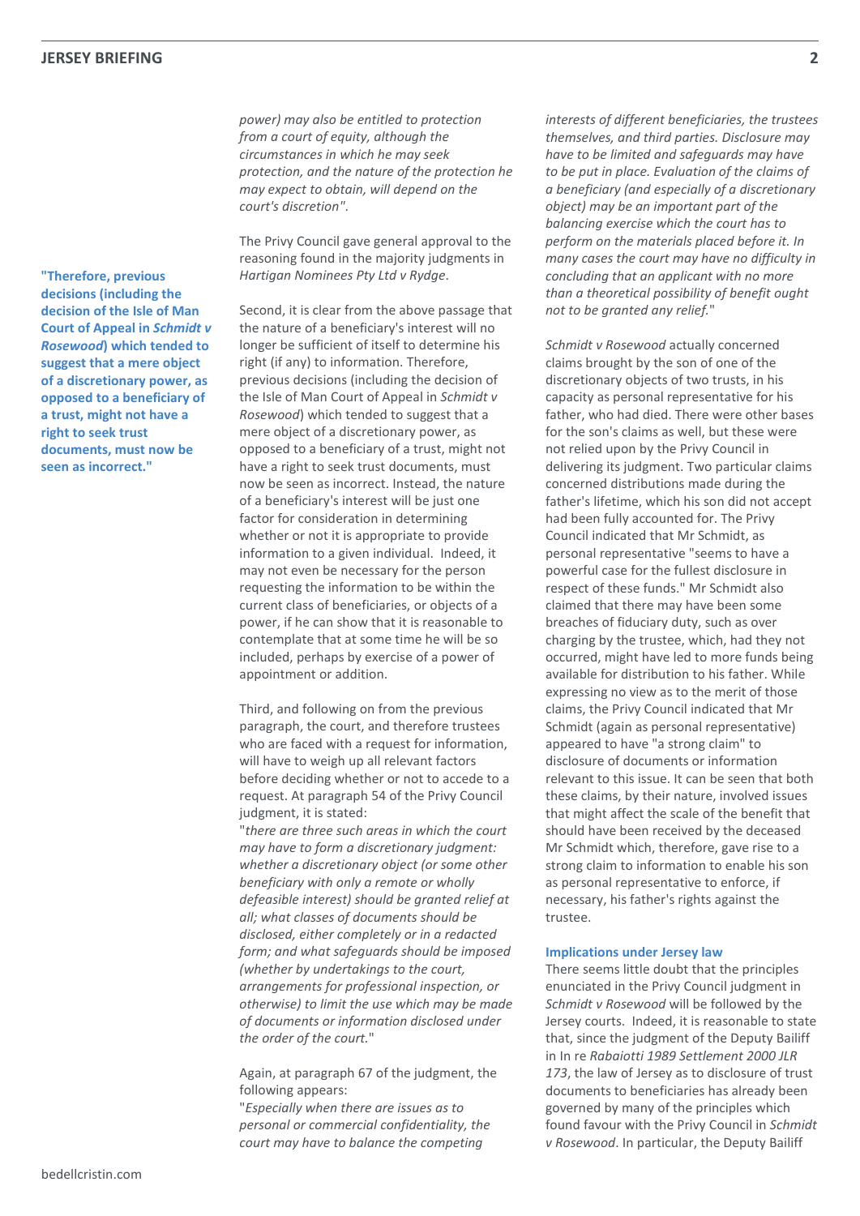*power) may also be entitled to protection from a court of equity, although the circumstances in which he may seek protection, and the nature of the protection he may expect to obtain, will depend on the court's discretion".*

The Privy Council gave general approval to the reasoning found in the majority judgments in *Hartigan Nominees Pty Ltd v Rydge*.

**"Therefore, previous decisions (including the decision of the Isle of Man Court of Appeal in *Schmidt v Rosewood*) which tended to suggest that a mere object of a discretionary power, as opposed to a beneficiary of a trust, might not have a right to seek trust documents, must now be seen as incorrect."**

Second, it is clear from the above passage that the nature of a beneficiary's interest will no longer be sufficient of itself to determine his right (if any) to information. Therefore, previous decisions (including the decision of the Isle of Man Court of Appeal in *Schmidt v Rosewood*) which tended to suggest that a mere object of a discretionary power, as opposed to a beneficiary of a trust, might not have a right to seek trust documents, must now be seen as incorrect. Instead, the nature of a beneficiary's interest will be just one factor for consideration in determining whether or not it is appropriate to provide information to a given individual. Indeed, it may not even be necessary for the person requesting the information to be within the current class of beneficiaries, or objects of a power, if he can show that it is reasonable to contemplate that at some time he will be so included, perhaps by exercise of a power of appointment or addition.

Third, and following on from the previous paragraph, the court, and therefore trustees who are faced with a request for information, will have to weigh up all relevant factors before deciding whether or not to accede to a request. At paragraph 54 of the Privy Council judgment, it is stated:

"*there are three such areas in which the court may have to form a discretionary judgment: whether a discretionary object (or some other beneficiary with only a remote or wholly defeasible interest) should be granted relief at all; what classes of documents should be disclosed, either completely or in a redacted form; and what safeguards should be imposed (whether by undertakings to the court, arrangements for professional inspection, or otherwise) to limit the use which may be made of documents or information disclosed under the order of the court.*"

Again, at paragraph 67 of the judgment, the following appears:

"*Especially when there are issues as to personal or commercial confidentiality, the court may have to balance the competing interests of different beneficiaries, the trustees themselves, and third parties. Disclosure may have to be limited and safeguards may have to be put in place. Evaluation of the claims of a beneficiary (and especially of a discretionary object) may be an important part of the balancing exercise which the court has to perform on the materials placed before it. In many cases the court may have no difficulty in concluding that an applicant with no more than a theoretical possibility of benefit ought not to be granted any relief.*"

*Schmidt v Rosewood* actually concerned claims brought by the son of one of the discretionary objects of two trusts, in his capacity as personal representative for his father, who had died. There were other bases for the son's claims as well, but these were not relied upon by the Privy Council in delivering its judgment. Two particular claims concerned distributions made during the father's lifetime, which his son did not accept had been fully accounted for. The Privy Council indicated that Mr Schmidt, as personal representative "seems to have a powerful case for the fullest disclosure in respect of these funds." Mr Schmidt also claimed that there may have been some breaches of fiduciary duty, such as over charging by the trustee, which, had they not occurred, might have led to more funds being available for distribution to his father. While expressing no view as to the merit of those claims, the Privy Council indicated that Mr Schmidt (again as personal representative) appeared to have "a strong claim" to disclosure of documents or information relevant to this issue. It can be seen that both these claims, by their nature, involved issues that might affect the scale of the benefit that should have been received by the deceased Mr Schmidt which, therefore, gave rise to a strong claim to information to enable his son as personal representative to enforce, if necessary, his father's rights against the trustee.

### Implications under Jersey law

There seems little doubt that the principles enunciated in the Privy Council judgment in *Schmidt v Rosewood* will be followed by the Jersey courts. Indeed, it is reasonable to state that, since the judgment of the Deputy Bailiff in In re *Rabaiotti 1989 Settlement 2000 JLR 173*, the law of Jersey as to disclosure of trust documents to beneficiaries has already been governed by many of the principles which found favour with the Privy Council in *Schmidt v Rosewood*. In particular, the Deputy Bailiff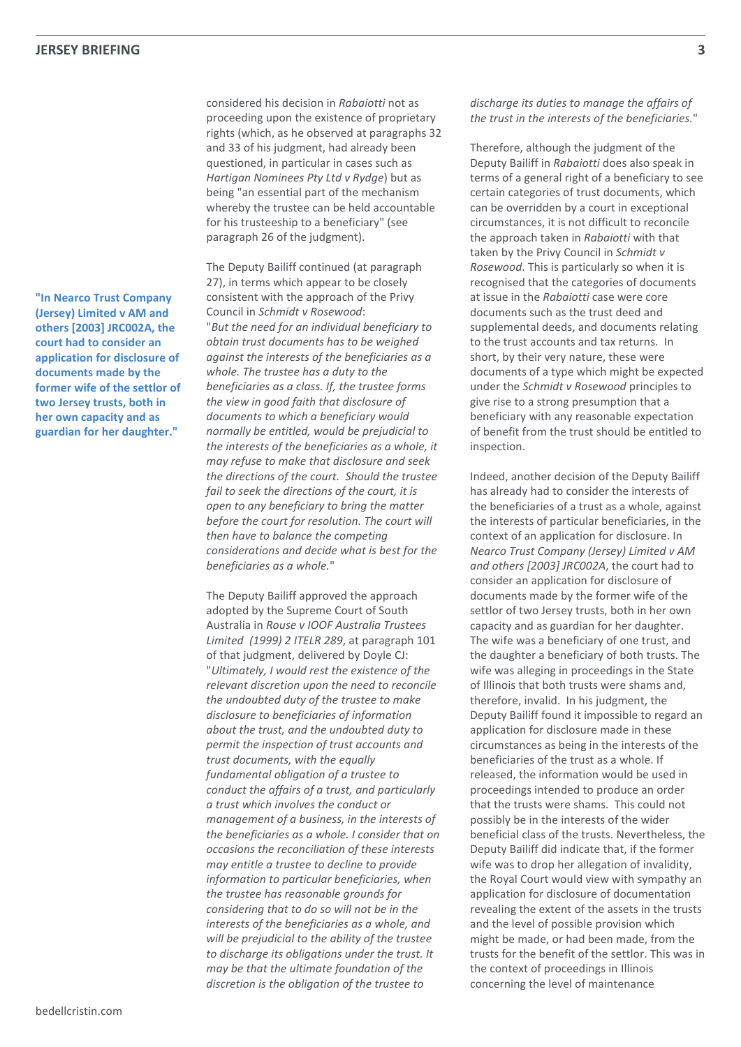considered his decision in *Rabaiotti* not as proceeding upon the existence of proprietary rights (which, as he observed at paragraphs 32 and 33 of his judgment, had already been questioned, in particular in cases such as *Hartigan Nominees Pty Ltd v Rydge*) but as being "an essential part of the mechanism whereby the trustee can be held accountable for his trusteeship to a beneficiary" (see paragraph 26 of the judgment).

The Deputy Bailiff continued (at paragraph 27), in terms which appear to be closely consistent with the approach of the Privy Council in *Schmidt v Rosewood*:
"*But the need for an individual beneficiary to obtain trust documents has to be weighed against the interests of the beneficiaries as a whole. The trustee has a duty to the beneficiaries as a class. If, the trustee forms the view in good faith that disclosure of documents to which a beneficiary would normally be entitled, would be prejudicial to the interests of the beneficiaries as a whole, it may refuse to make that disclosure and seek the directions of the court. Should the trustee fail to seek the directions of the court, it is open to any beneficiary to bring the matter before the court for resolution. The court will then have to balance the competing considerations and decide what is best for the beneficiaries as a whole.*"

The Deputy Bailiff approved the approach adopted by the Supreme Court of South Australia in *Rouse v IOOF Australia Trustees Limited (1999) 2 ITELR 289*, at paragraph 101 of that judgment, delivered by Doyle CJ:
"*Ultimately, I would rest the existence of the relevant discretion upon the need to reconcile the undoubted duty of the trustee to make disclosure to beneficiaries of information about the trust, and the undoubted duty to permit the inspection of trust accounts and trust documents, with the equally fundamental obligation of a trustee to conduct the affairs of a trust, and particularly a trust which involves the conduct or management of a business, in the interests of the beneficiaries as a whole. I consider that on occasions the reconciliation of these interests may entitle a trustee to decline to provide information to particular beneficiaries, when the trustee has reasonable grounds for considering that to do so will not be in the interests of the beneficiaries as a whole, and will be prejudicial to the ability of the trustee to discharge its obligations under the trust. It may be that the ultimate foundation of the discretion is the obligation of the trustee to discharge its duties to manage the affairs of the trust in the interests of the beneficiaries.*"

Therefore, although the judgment of the Deputy Bailiff in *Rabaiotti* does also speak in terms of a general right of a beneficiary to see certain categories of trust documents, which can be overridden by a court in exceptional circumstances, it is not difficult to reconcile the approach taken in *Rabaiotti* with that taken by the Privy Council in *Schmidt v Rosewood*. This is particularly so when it is recognised that the categories of documents at issue in the *Rabaiotti* case were core documents such as the trust deed and supplemental deeds, and documents relating to the trust accounts and tax returns. In short, by their very nature, these were documents of a type which might be expected under the *Schmidt v Rosewood* principles to give rise to a strong presumption that a beneficiary with any reasonable expectation of benefit from the trust should be entitled to inspection.

Indeed, another decision of the Deputy Bailiff has already had to consider the interests of the beneficiaries of a trust as a whole, against the interests of particular beneficiaries, in the context of an application for disclosure. In *Nearco Trust Company (Jersey) Limited v AM and others [2003] JRC002A*, the court had to consider an application for disclosure of documents made by the former wife of the settlor of two Jersey trusts, both in her own capacity and as guardian for her daughter. The wife was a beneficiary of one trust, and the daughter a beneficiary of both trusts. The wife was alleging in proceedings in the State of Illinois that both trusts were shams and, therefore, invalid. In his judgment, the Deputy Bailiff found it impossible to regard an application for disclosure made in these circumstances as being in the interests of the beneficiaries of the trust as a whole. If released, the information would be used in proceedings intended to produce an order that the trusts were shams. This could not possibly be in the interests of the wider beneficial class of the trusts. Nevertheless, the Deputy Bailiff did indicate that, if the former wife was to drop her allegation of invalidity, the Royal Court would view with sympathy an application for disclosure of documentation revealing the extent of the assets in the trusts and the level of possible provision which might be made, or had been made, from the trusts for the benefit of the settlor. This was in the context of proceedings in Illinois concerning the level of maintenance

**"In Nearco Trust Company (Jersey) Limited v AM and others [2003] JRC002A, the court had to consider an application for disclosure of documents made by the former wife of the settlor of two Jersey trusts, both in her own capacity and as guardian for her daughter."**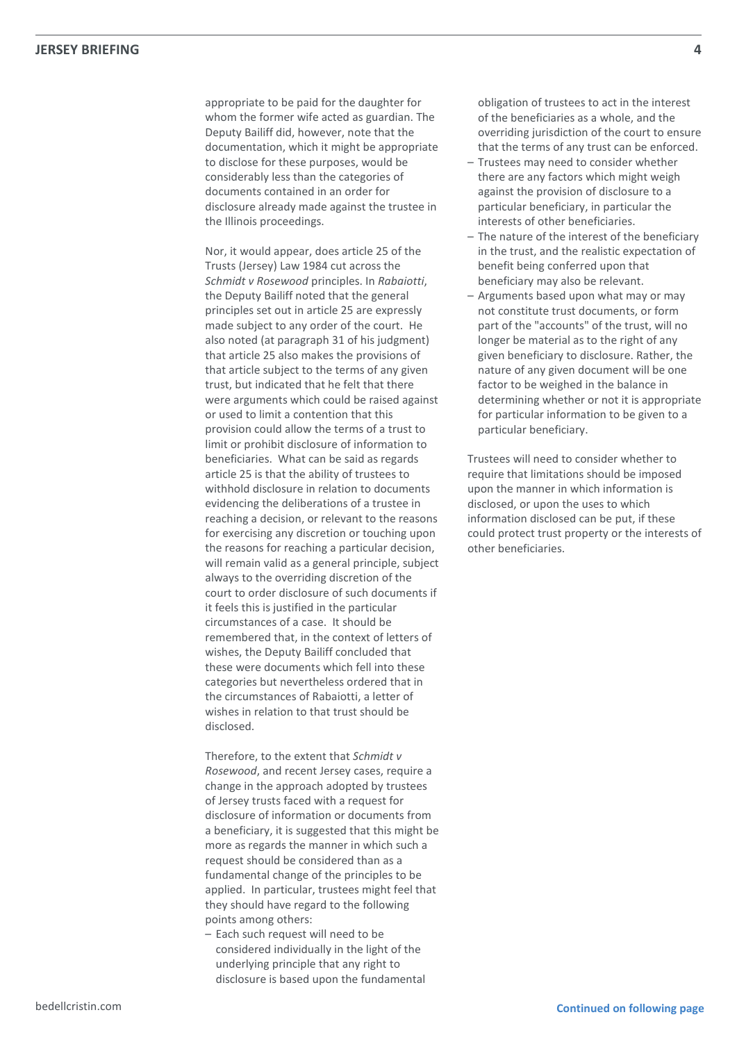appropriate to be paid for the daughter for whom the former wife acted as guardian. The Deputy Bailiff did, however, note that the documentation, which it might be appropriate to disclose for these purposes, would be considerably less than the categories of documents contained in an order for disclosure already made against the trustee in the Illinois proceedings.

Nor, it would appear, does article 25 of the Trusts (Jersey) Law 1984 cut across the *Schmidt v Rosewood* principles. In *Rabaiotti*, the Deputy Bailiff noted that the general principles set out in article 25 are expressly made subject to any order of the court. He also noted (at paragraph 31 of his judgment) that article 25 also makes the provisions of that article subject to the terms of any given trust, but indicated that he felt that there were arguments which could be raised against or used to limit a contention that this provision could allow the terms of a trust to limit or prohibit disclosure of information to beneficiaries. What can be said as regards article 25 is that the ability of trustees to withhold disclosure in relation to documents evidencing the deliberations of a trustee in reaching a decision, or relevant to the reasons for exercising any discretion or touching upon the reasons for reaching a particular decision, will remain valid as a general principle, subject always to the overriding discretion of the court to order disclosure of such documents if it feels this is justified in the particular circumstances of a case. It should be remembered that, in the context of letters of wishes, the Deputy Bailiff concluded that these were documents which fell into these categories but nevertheless ordered that in the circumstances of Rabaiotti, a letter of wishes in relation to that trust should be disclosed.

Therefore, to the extent that *Schmidt v Rosewood*, and recent Jersey cases, require a change in the approach adopted by trustees of Jersey trusts faced with a request for disclosure of information or documents from a beneficiary, it is suggested that this might be more as regards the manner in which such a request should be considered than as a fundamental change of the principles to be applied. In particular, trustees might feel that they should have regard to the following points among others:

- Each such request will need to be considered individually in the light of the underlying principle that any right to disclosure is based upon the fundamental obligation of trustees to act in the interest of the beneficiaries as a whole, and the overriding jurisdiction of the court to ensure that the terms of any trust can be enforced.
- Trustees may need to consider whether there are any factors which might weigh against the provision of disclosure to a particular beneficiary, in particular the interests of other beneficiaries.
- The nature of the interest of the beneficiary in the trust, and the realistic expectation of benefit being conferred upon that beneficiary may also be relevant.
- Arguments based upon what may or may not constitute trust documents, or form part of the "accounts" of the trust, will no longer be material as to the right of any given beneficiary to disclosure. Rather, the nature of any given document will be one factor to be weighed in the balance in determining whether or not it is appropriate for particular information to be given to a particular beneficiary.

Trustees will need to consider whether to require that limitations should be imposed upon the manner in which information is disclosed, or upon the uses to which information disclosed can be put, if these could protect trust property or the interests of other beneficiaries.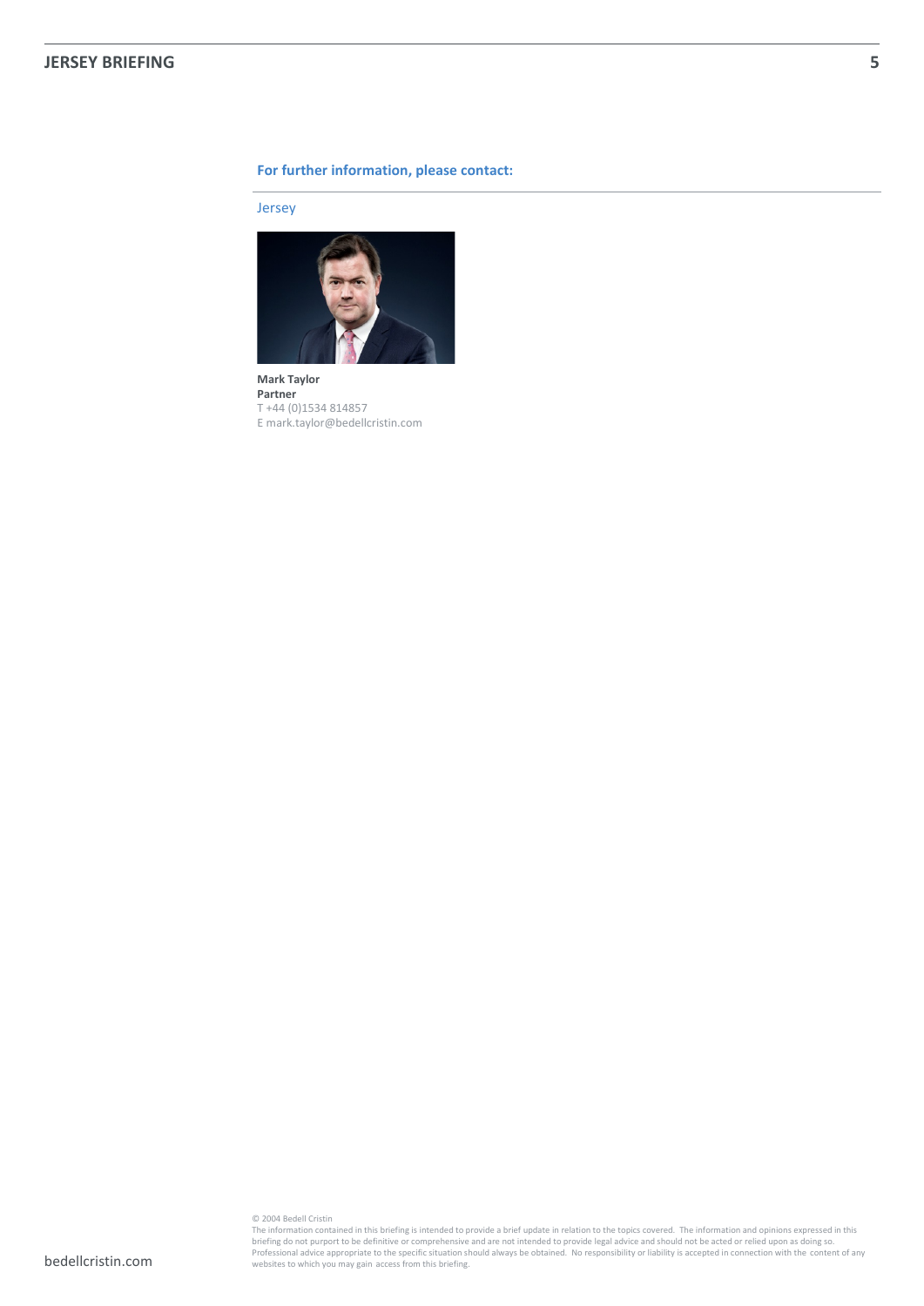**For further information, please contact:**

Jersey

**Mark Taylor**
**Partner**
T +44 (0)1534 814857
E mark.taylor@bedellcristin.com

© 2004 Bedell Cristin
The information contained in this briefing is intended to provide a brief update in relation to the topics covered. The information and opinions expressed in this briefing do not purport to be definitive or comprehensive and are not intended to provide legal advice and should not be acted or relied upon as doing so. Professional advice appropriate to the specific situation should always be obtained. No responsibility or liability is accepted in connection with the content of any websites to which you may gain access from this briefing.

bedellcristin.com